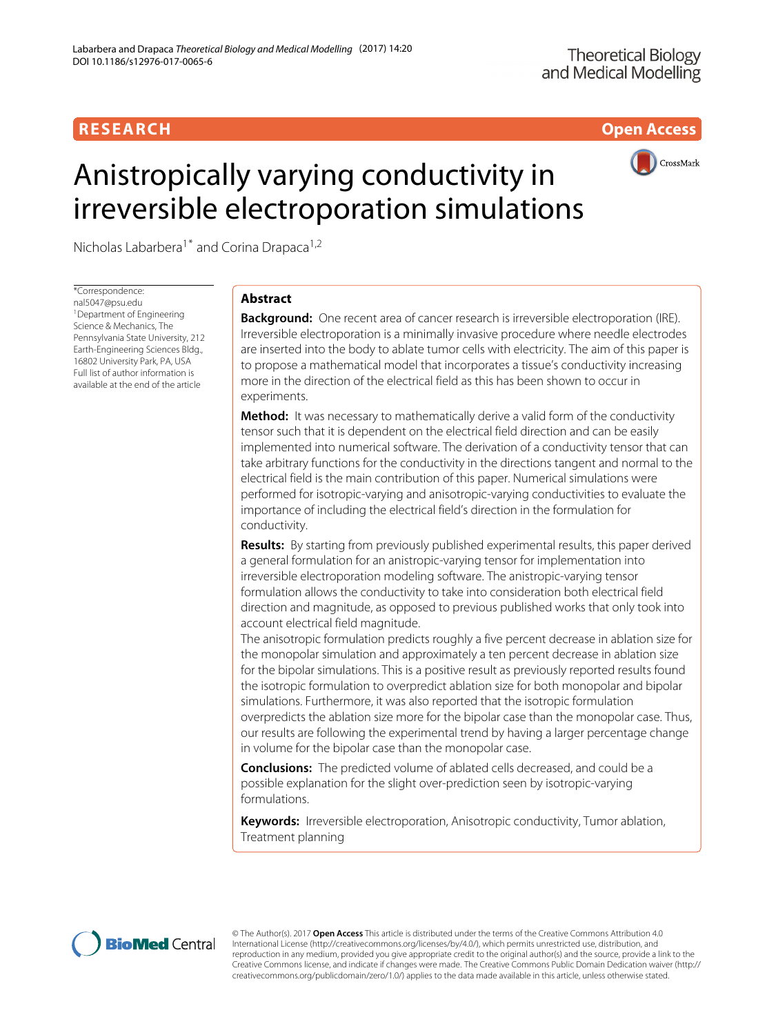RESEARCH

Open Access

# Anistropically varying conductivity in irreversible electroporation simulations

Nicholas Labarbera[1*] and Corina Drapaca[1,2]

*Correspondence: nal5047@psu.edu
[1] Department of Engineering Science & Mechanics, The Pennsylvania State University, 212 Earth-Engineering Sciences Bldg., 16802 University Park, PA, USA
Full list of author information is available at the end of the article

## Abstract

**Background:** One recent area of cancer research is irreversible electroporation (IRE). Irreversible electroporation is a minimally invasive procedure where needle electrodes are inserted into the body to ablate tumor cells with electricity. The aim of this paper is to propose a mathematical model that incorporates a tissue's conductivity increasing more in the direction of the electrical field as this has been shown to occur in experiments.

**Method:** It was necessary to mathematically derive a valid form of the conductivity tensor such that it is dependent on the electrical field direction and can be easily implemented into numerical software. The derivation of a conductivity tensor that can take arbitrary functions for the conductivity in the directions tangent and normal to the electrical field is the main contribution of this paper. Numerical simulations were performed for isotropic-varying and anisotropic-varying conductivities to evaluate the importance of including the electrical field's direction in the formulation for conductivity.

**Results:** By starting from previously published experimental results, this paper derived a general formulation for an anistropic-varying tensor for implementation into irreversible electroporation modeling software. The anistropic-varying tensor formulation allows the conductivity to take into consideration both electrical field direction and magnitude, as opposed to previous published works that only took into account electrical field magnitude.

The anisotropic formulation predicts roughly a five percent decrease in ablation size for the monopolar simulation and approximately a ten percent decrease in ablation size for the bipolar simulations. This is a positive result as previously reported results found the isotropic formulation to overpredict ablation size for both monopolar and bipolar simulations. Furthermore, it was also reported that the isotropic formulation overpredicts the ablation size more for the bipolar case than the monopolar case. Thus, our results are following the experimental trend by having a larger percentage change in volume for the bipolar case than the monopolar case.

**Conclusions:** The predicted volume of ablated cells decreased, and could be a possible explanation for the slight over-prediction seen by isotropic-varying formulations.

**Keywords:** Irreversible electroporation, Anisotropic conductivity, Tumor ablation, Treatment planning

© The Author(s). 2017 **Open Access** This article is distributed under the terms of the Creative Commons Attribution 4.0 International License (http://creativecommons.org/licenses/by/4.0/), which permits unrestricted use, distribution, and reproduction in any medium, provided you give appropriate credit to the original author(s) and the source, provide a link to the Creative Commons license, and indicate if changes were made. The Creative Commons Public Domain Dedication waiver (http://creativecommons.org/publicdomain/zero/1.0/) applies to the data made available in this article, unless otherwise stated.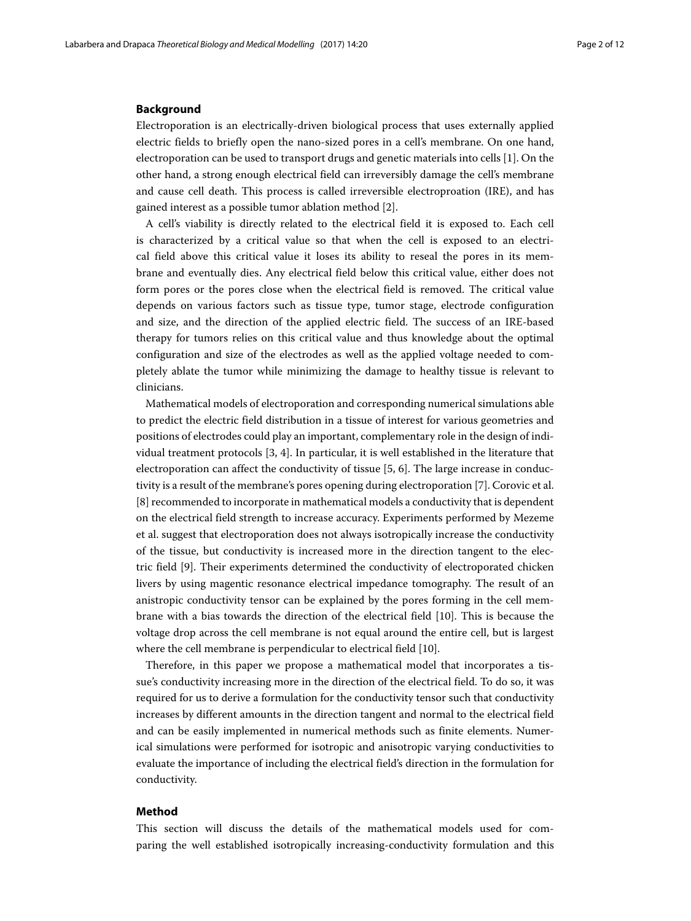## Background

Electroporation is an electrically-driven biological process that uses externally applied electric fields to briefly open the nano-sized pores in a cell's membrane. On one hand, electroporation can be used to transport drugs and genetic materials into cells [1]. On the other hand, a strong enough electrical field can irreversibly damage the cell's membrane and cause cell death. This process is called irreversible electroproation (IRE), and has gained interest as a possible tumor ablation method [2].

A cell's viability is directly related to the electrical field it is exposed to. Each cell is characterized by a critical value so that when the cell is exposed to an electrical field above this critical value it loses its ability to reseal the pores in its membrane and eventually dies. Any electrical field below this critical value, either does not form pores or the pores close when the electrical field is removed. The critical value depends on various factors such as tissue type, tumor stage, electrode configuration and size, and the direction of the applied electric field. The success of an IRE-based therapy for tumors relies on this critical value and thus knowledge about the optimal configuration and size of the electrodes as well as the applied voltage needed to completely ablate the tumor while minimizing the damage to healthy tissue is relevant to clinicians.

Mathematical models of electroporation and corresponding numerical simulations able to predict the electric field distribution in a tissue of interest for various geometries and positions of electrodes could play an important, complementary role in the design of individual treatment protocols [3, 4]. In particular, it is well established in the literature that electroporation can affect the conductivity of tissue [5, 6]. The large increase in conductivity is a result of the membrane's pores opening during electroporation [7]. Corovic et al. [8] recommended to incorporate in mathematical models a conductivity that is dependent on the electrical field strength to increase accuracy. Experiments performed by Mezeme et al. suggest that electroporation does not always isotropically increase the conductivity of the tissue, but conductivity is increased more in the direction tangent to the electric field [9]. Their experiments determined the conductivity of electroporated chicken livers by using magentic resonance electrical impedance tomography. The result of an anistropic conductivity tensor can be explained by the pores forming in the cell membrane with a bias towards the direction of the electrical field [10]. This is because the voltage drop across the cell membrane is not equal around the entire cell, but is largest where the cell membrane is perpendicular to electrical field [10].

Therefore, in this paper we propose a mathematical model that incorporates a tissue's conductivity increasing more in the direction of the electrical field. To do so, it was required for us to derive a formulation for the conductivity tensor such that conductivity increases by different amounts in the direction tangent and normal to the electrical field and can be easily implemented in numerical methods such as finite elements. Numerical simulations were performed for isotropic and anisotropic varying conductivities to evaluate the importance of including the electrical field's direction in the formulation for conductivity.

## Method

This section will discuss the details of the mathematical models used for comparing the well established isotropically increasing-conductivity formulation and this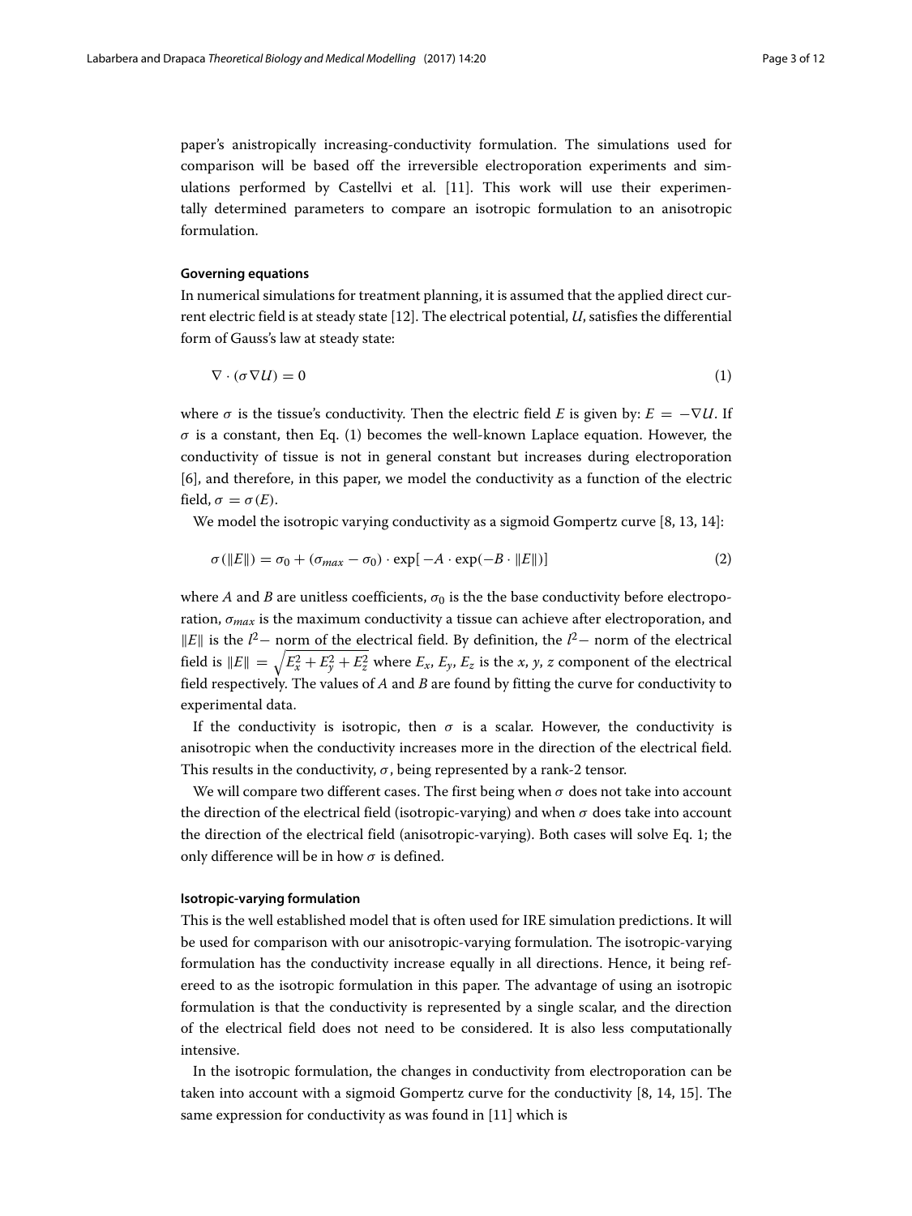paper's anistropically increasing-conductivity formulation. The simulations used for comparison will be based off the irreversible electroporation experiments and simulations performed by Castellvi et al. [11]. This work will use their experimentally determined parameters to compare an isotropic formulation to an anisotropic formulation.

### Governing equations

In numerical simulations for treatment planning, it is assumed that the applied direct current electric field is at steady state [12]. The electrical potential, $U$, satisfies the differential form of Gauss's law at steady state:

$$\nabla \cdot (\sigma \nabla U) = 0 \tag{1}$$

where $\sigma$ is the tissue's conductivity. Then the electric field $E$ is given by: $E = -\nabla U$. If $\sigma$ is a constant, then Eq. (1) becomes the well-known Laplace equation. However, the conductivity of tissue is not in general constant but increases during electroporation [6], and therefore, in this paper, we model the conductivity as a function of the electric field, $\sigma = \sigma(E)$.

We model the isotropic varying conductivity as a sigmoid Gompertz curve [8, 13, 14]:

$$\sigma(\|E\|) = \sigma_0 + (\sigma_{max} - \sigma_0) \cdot \exp[-A \cdot \exp(-B \cdot \|E\|)] \tag{2}$$

where $A$ and $B$ are unitless coefficients, $\sigma_0$ is the the base conductivity before electroporation, $\sigma_{max}$ is the maximum conductivity a tissue can achieve after electroporation, and $\|E\|$ is the $l^2-$ norm of the electrical field. By definition, the $l^2-$ norm of the electrical field is $\|E\| = \sqrt{E_x^2 + E_y^2 + E_z^2}$ where $E_x$, $E_y$, $E_z$ is the $x$, $y$, $z$ component of the electrical field respectively. The values of $A$ and $B$ are found by fitting the curve for conductivity to experimental data.

If the conductivity is isotropic, then $\sigma$ is a scalar. However, the conductivity is anisotropic when the conductivity increases more in the direction of the electrical field. This results in the conductivity, $\sigma$, being represented by a rank-2 tensor.

We will compare two different cases. The first being when $\sigma$ does not take into account the direction of the electrical field (isotropic-varying) and when $\sigma$ does take into account the direction of the electrical field (anisotropic-varying). Both cases will solve Eq. 1; the only difference will be in how $\sigma$ is defined.

### Isotropic-varying formulation

This is the well established model that is often used for IRE simulation predictions. It will be used for comparison with our anisotropic-varying formulation. The isotropic-varying formulation has the conductivity increase equally in all directions. Hence, it being refereed to as the isotropic formulation in this paper. The advantage of using an isotropic formulation is that the conductivity is represented by a single scalar, and the direction of the electrical field does not need to be considered. It is also less computationally intensive.

In the isotropic formulation, the changes in conductivity from electroporation can be taken into account with a sigmoid Gompertz curve for the conductivity [8, 14, 15]. The same expression for conductivity as was found in [11] which is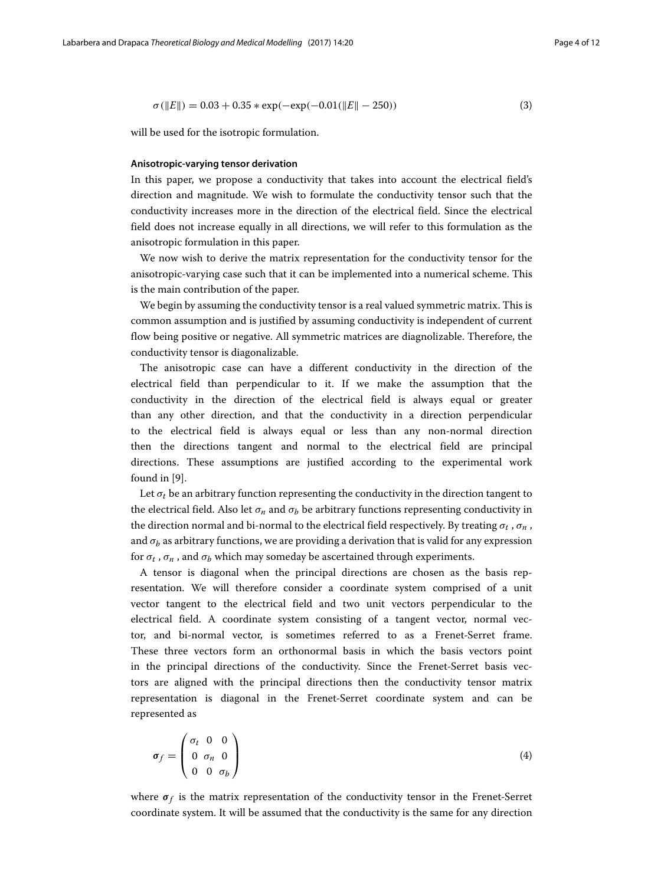$$\sigma(\|E\|) = 0.03 + 0.35 * \exp(-\exp(-0.01(\|E\| - 250))) \tag{3}$$

will be used for the isotropic formulation.

#### Anisotropic-varying tensor derivation

In this paper, we propose a conductivity that takes into account the electrical field's direction and magnitude. We wish to formulate the conductivity tensor such that the conductivity increases more in the direction of the electrical field. Since the electrical field does not increase equally in all directions, we will refer to this formulation as the anisotropic formulation in this paper.

We now wish to derive the matrix representation for the conductivity tensor for the anisotropic-varying case such that it can be implemented into a numerical scheme. This is the main contribution of the paper.

We begin by assuming the conductivity tensor is a real valued symmetric matrix. This is common assumption and is justified by assuming conductivity is independent of current flow being positive or negative. All symmetric matrices are diagnolizable. Therefore, the conductivity tensor is diagonalizable.

The anisotropic case can have a different conductivity in the direction of the electrical field than perpendicular to it. If we make the assumption that the conductivity in the direction of the electrical field is always equal or greater than any other direction, and that the conductivity in a direction perpendicular to the electrical field is always equal or less than any non-normal direction then the directions tangent and normal to the electrical field are principal directions. These assumptions are justified according to the experimental work found in [9].

Let $\sigma_t$ be an arbitrary function representing the conductivity in the direction tangent to the electrical field. Also let $\sigma_n$ and $\sigma_b$ be arbitrary functions representing conductivity in the direction normal and bi-normal to the electrical field respectively. By treating $\sigma_t$ , $\sigma_n$ , and $\sigma_b$ as arbitrary functions, we are providing a derivation that is valid for any expression for $\sigma_t$ , $\sigma_n$ , and $\sigma_b$ which may someday be ascertained through experiments.

A tensor is diagonal when the principal directions are chosen as the basis representation. We will therefore consider a coordinate system comprised of a unit vector tangent to the electrical field and two unit vectors perpendicular to the electrical field. A coordinate system consisting of a tangent vector, normal vector, and bi-normal vector, is sometimes referred to as a Frenet-Serret frame. These three vectors form an orthonormal basis in which the basis vectors point in the principal directions of the conductivity. Since the Frenet-Serret basis vectors are aligned with the principal directions then the conductivity tensor matrix representation is diagonal in the Frenet-Serret coordinate system and can be represented as

$$\boldsymbol{\sigma}_f = \begin{pmatrix} \sigma_t & 0 & 0 \\ 0 & \sigma_n & 0 \\ 0 & 0 & \sigma_b \end{pmatrix} \tag{4}$$

where $\boldsymbol{\sigma}_f$ is the matrix representation of the conductivity tensor in the Frenet-Serret coordinate system. It will be assumed that the conductivity is the same for any direction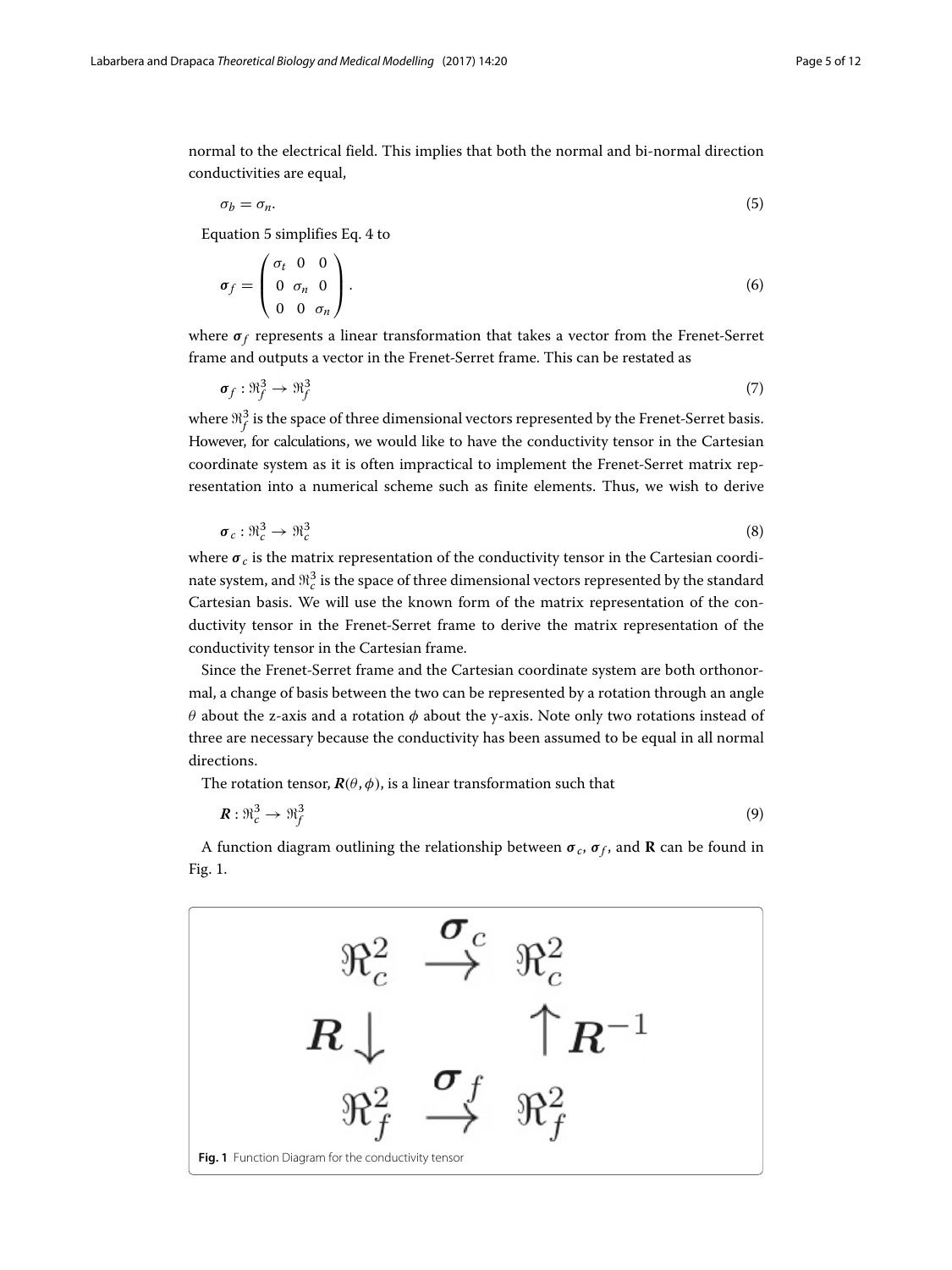normal to the electrical field. This implies that both the normal and bi-normal direction conductivities are equal,

$$\sigma_b = \sigma_n. \tag{5}$$

Equation 5 simplifies Eq. 4 to

$$\boldsymbol{\sigma}_f = \begin{pmatrix} \sigma_t & 0 & 0 \\ 0 & \sigma_n & 0 \\ 0 & 0 & \sigma_n \end{pmatrix}. \tag{6}$$

where $\boldsymbol{\sigma}_f$ represents a linear transformation that takes a vector from the Frenet-Serret frame and outputs a vector in the Frenet-Serret frame. This can be restated as

$$\boldsymbol{\sigma}_f : \Re_f^3 \rightarrow \Re_f^3 \tag{7}$$

where $\Re_f^3$ is the space of three dimensional vectors represented by the Frenet-Serret basis. However, for calculations, we would like to have the conductivity tensor in the Cartesian coordinate system as it is often impractical to implement the Frenet-Serret matrix representation into a numerical scheme such as finite elements. Thus, we wish to derive

$$\boldsymbol{\sigma}_c : \Re_c^3 \rightarrow \Re_c^3 \tag{8}$$

where $\boldsymbol{\sigma}_c$ is the matrix representation of the conductivity tensor in the Cartesian coordinate system, and $\Re_c^3$ is the space of three dimensional vectors represented by the standard Cartesian basis. We will use the known form of the matrix representation of the conductivity tensor in the Frenet-Serret frame to derive the matrix representation of the conductivity tensor in the Cartesian frame.

Since the Frenet-Serret frame and the Cartesian coordinate system are both orthonormal, a change of basis between the two can be represented by a rotation through an angle $\theta$ about the z-axis and a rotation $\phi$ about the y-axis. Note only two rotations instead of three are necessary because the conductivity has been assumed to be equal in all normal directions.

The rotation tensor, $\boldsymbol{R}(\theta, \phi)$, is a linear transformation such that

$$\boldsymbol{R} : \Re_c^3 \rightarrow \Re_f^3 \tag{9}$$

A function diagram outlining the relationship between $\boldsymbol{\sigma}_c$, $\boldsymbol{\sigma}_f$, and $\mathbf{R}$ can be found in Fig. 1.

$$\begin{array}{ccc} \Re_c^2 & \xrightarrow{\boldsymbol{\sigma}_c} & \Re_c^2 \\ \boldsymbol{R}\downarrow & & \uparrow \boldsymbol{R}^{-1} \\ \Re_f^2 & \xrightarrow{\boldsymbol{\sigma}_f} & \Re_f^2 \end{array}$$

**Fig. 1** Function Diagram for the conductivity tensor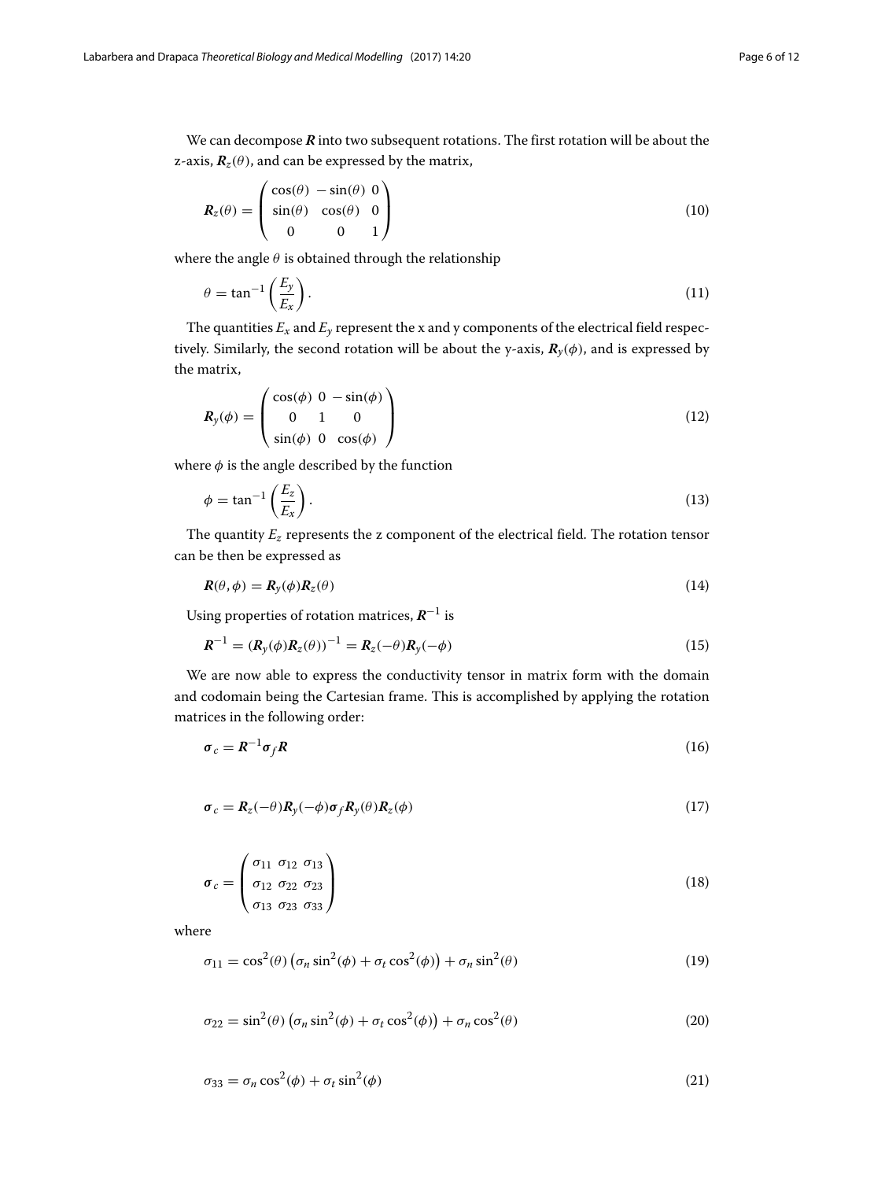We can decompose $\boldsymbol{R}$ into two subsequent rotations. The first rotation will be about the z-axis, $\boldsymbol{R}_z(\theta)$, and can be expressed by the matrix,

$$\boldsymbol{R}_z(\theta) = \begin{pmatrix} \cos(\theta) & -\sin(\theta) & 0 \\ \sin(\theta) & \cos(\theta) & 0 \\ 0 & 0 & 1 \end{pmatrix} \tag{10}$$

where the angle $\theta$ is obtained through the relationship

$$\theta = \tan^{-1}\left(\frac{E_y}{E_x}\right). \tag{11}$$

The quantities $E_x$ and $E_y$ represent the x and y components of the electrical field respectively. Similarly, the second rotation will be about the y-axis, $\boldsymbol{R}_y(\phi)$, and is expressed by the matrix,

$$\boldsymbol{R}_y(\phi) = \begin{pmatrix} \cos(\phi) & 0 & -\sin(\phi) \\ 0 & 1 & 0 \\ \sin(\phi) & 0 & \cos(\phi) \end{pmatrix} \tag{12}$$

where $\phi$ is the angle described by the function

$$\phi = \tan^{-1}\left(\frac{E_z}{E_x}\right). \tag{13}$$

The quantity $E_z$ represents the z component of the electrical field. The rotation tensor can be then be expressed as

$$\boldsymbol{R}(\theta, \phi) = \boldsymbol{R}_y(\phi)\boldsymbol{R}_z(\theta) \tag{14}$$

Using properties of rotation matrices, $\boldsymbol{R}^{-1}$ is

$$\boldsymbol{R}^{-1} = (\boldsymbol{R}_y(\phi)\boldsymbol{R}_z(\theta))^{-1} = \boldsymbol{R}_z(-\theta)\boldsymbol{R}_y(-\phi) \tag{15}$$

We are now able to express the conductivity tensor in matrix form with the domain and codomain being the Cartesian frame. This is accomplished by applying the rotation matrices in the following order:

$$\boldsymbol{\sigma}_c = \boldsymbol{R}^{-1}\boldsymbol{\sigma}_f\boldsymbol{R} \tag{16}$$

$$\boldsymbol{\sigma}_c = \boldsymbol{R}_z(-\theta)\boldsymbol{R}_y(-\phi)\boldsymbol{\sigma}_f\boldsymbol{R}_y(\theta)\boldsymbol{R}_z(\phi) \tag{17}$$

$$\boldsymbol{\sigma}_c = \begin{pmatrix} \sigma_{11} & \sigma_{12} & \sigma_{13} \\ \sigma_{12} & \sigma_{22} & \sigma_{23} \\ \sigma_{13} & \sigma_{23} & \sigma_{33} \end{pmatrix} \tag{18}$$

where

$$\sigma_{11} = \cos^2(\theta)\left(\sigma_n \sin^2(\phi) + \sigma_t \cos^2(\phi)\right) + \sigma_n \sin^2(\theta) \tag{19}$$

$$\sigma_{22} = \sin^2(\theta)\left(\sigma_n \sin^2(\phi) + \sigma_t \cos^2(\phi)\right) + \sigma_n \cos^2(\theta) \tag{20}$$

$$\sigma_{33} = \sigma_n \cos^2(\phi) + \sigma_t \sin^2(\phi) \tag{21}$$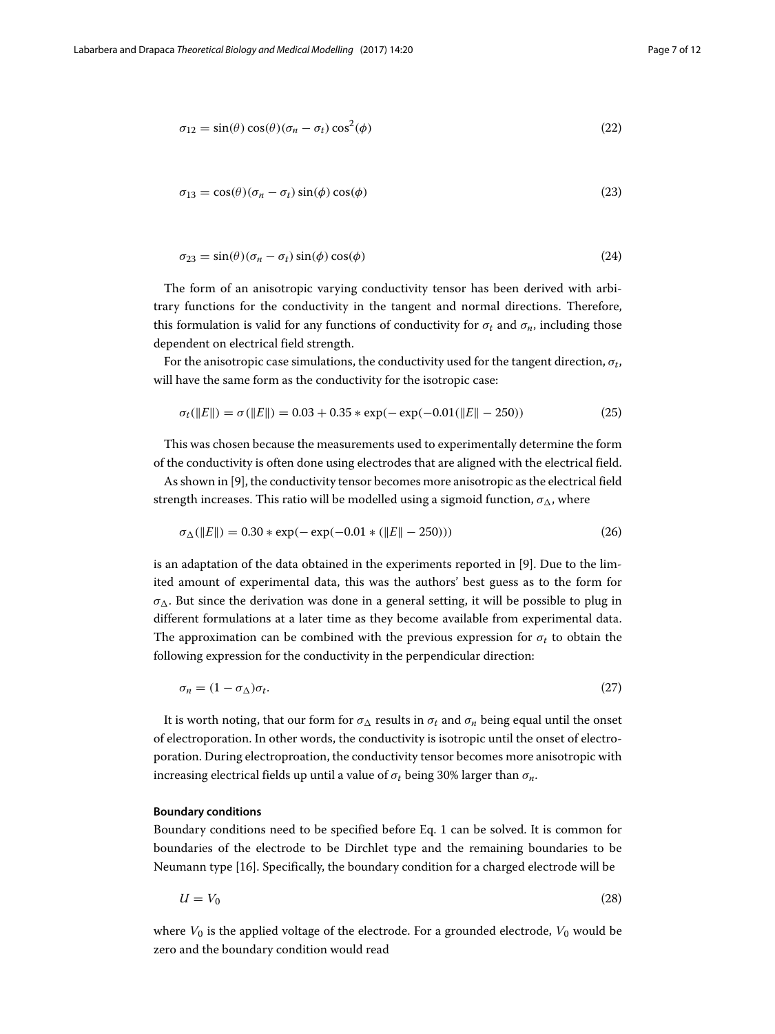$$\sigma_{12} = \sin(\theta)\cos(\theta)(\sigma_n - \sigma_t)\cos^2(\phi) \tag{22}$$

$$\sigma_{13} = \cos(\theta)(\sigma_n - \sigma_t)\sin(\phi)\cos(\phi) \tag{23}$$

$$\sigma_{23} = \sin(\theta)(\sigma_n - \sigma_t)\sin(\phi)\cos(\phi) \tag{24}$$

The form of an anisotropic varying conductivity tensor has been derived with arbitrary functions for the conductivity in the tangent and normal directions. Therefore, this formulation is valid for any functions of conductivity for $\sigma_t$ and $\sigma_n$, including those dependent on electrical field strength.

For the anisotropic case simulations, the conductivity used for the tangent direction, $\sigma_t$, will have the same form as the conductivity for the isotropic case:

$$\sigma_t(\|E\|) = \sigma(\|E\|) = 0.03 + 0.35 * \exp(-\exp(-0.01(\|E\| - 250)) \tag{25}$$

This was chosen because the measurements used to experimentally determine the form of the conductivity is often done using electrodes that are aligned with the electrical field.

As shown in [9], the conductivity tensor becomes more anisotropic as the electrical field strength increases. This ratio will be modelled using a sigmoid function, $\sigma_\Delta$, where

$$\sigma_\Delta(\|E\|) = 0.30 * \exp(-\exp(-0.01 * (\|E\| - 250))) \tag{26}$$

is an adaptation of the data obtained in the experiments reported in [9]. Due to the limited amount of experimental data, this was the authors' best guess as to the form for $\sigma_\Delta$. But since the derivation was done in a general setting, it will be possible to plug in different formulations at a later time as they become available from experimental data. The approximation can be combined with the previous expression for $\sigma_t$ to obtain the following expression for the conductivity in the perpendicular direction:

$$\sigma_n = (1 - \sigma_\Delta)\sigma_t. \tag{27}$$

It is worth noting, that our form for $\sigma_\Delta$ results in $\sigma_t$ and $\sigma_n$ being equal until the onset of electroporation. In other words, the conductivity is isotropic until the onset of electroporation. During electroproation, the conductivity tensor becomes more anisotropic with increasing electrical fields up until a value of $\sigma_t$ being 30% larger than $\sigma_n$.

#### Boundary conditions

Boundary conditions need to be specified before Eq. 1 can be solved. It is common for boundaries of the electrode to be Dirchlet type and the remaining boundaries to be Neumann type [16]. Specifically, the boundary condition for a charged electrode will be

$$U = V_0 \tag{28}$$

where $V_0$ is the applied voltage of the electrode. For a grounded electrode, $V_0$ would be zero and the boundary condition would read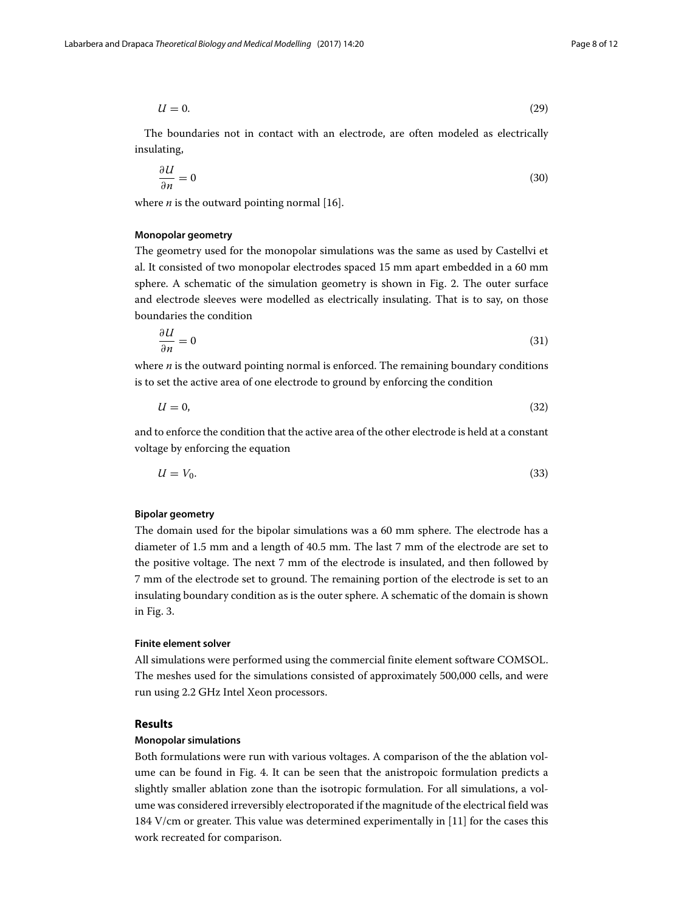$$U = 0. \tag{29}$$

The boundaries not in contact with an electrode, are often modeled as electrically insulating,

$$\frac{\partial U}{\partial n} = 0 \tag{30}$$

where $n$ is the outward pointing normal [16].

### Monopolar geometry

The geometry used for the monopolar simulations was the same as used by Castellvi et al. It consisted of two monopolar electrodes spaced 15 mm apart embedded in a 60 mm sphere. A schematic of the simulation geometry is shown in Fig. 2. The outer surface and electrode sleeves were modelled as electrically insulating. That is to say, on those boundaries the condition

$$\frac{\partial U}{\partial n} = 0 \tag{31}$$

where $n$ is the outward pointing normal is enforced. The remaining boundary conditions is to set the active area of one electrode to ground by enforcing the condition

$$U = 0, \tag{32}$$

and to enforce the condition that the active area of the other electrode is held at a constant voltage by enforcing the equation

$$U = V_0. \tag{33}$$

### Bipolar geometry

The domain used for the bipolar simulations was a 60 mm sphere. The electrode has a diameter of 1.5 mm and a length of 40.5 mm. The last 7 mm of the electrode are set to the positive voltage. The next 7 mm of the electrode is insulated, and then followed by 7 mm of the electrode set to ground. The remaining portion of the electrode is set to an insulating boundary condition as is the outer sphere. A schematic of the domain is shown in Fig. 3.

### Finite element solver

All simulations were performed using the commercial finite element software COMSOL. The meshes used for the simulations consisted of approximately 500,000 cells, and were run using 2.2 GHz Intel Xeon processors.

## Results

### Monopolar simulations

Both formulations were run with various voltages. A comparison of the the ablation volume can be found in Fig. 4. It can be seen that the anistropoic formulation predicts a slightly smaller ablation zone than the isotropic formulation. For all simulations, a volume was considered irreversibly electroporated if the magnitude of the electrical field was 184 V/cm or greater. This value was determined experimentally in [11] for the cases this work recreated for comparison.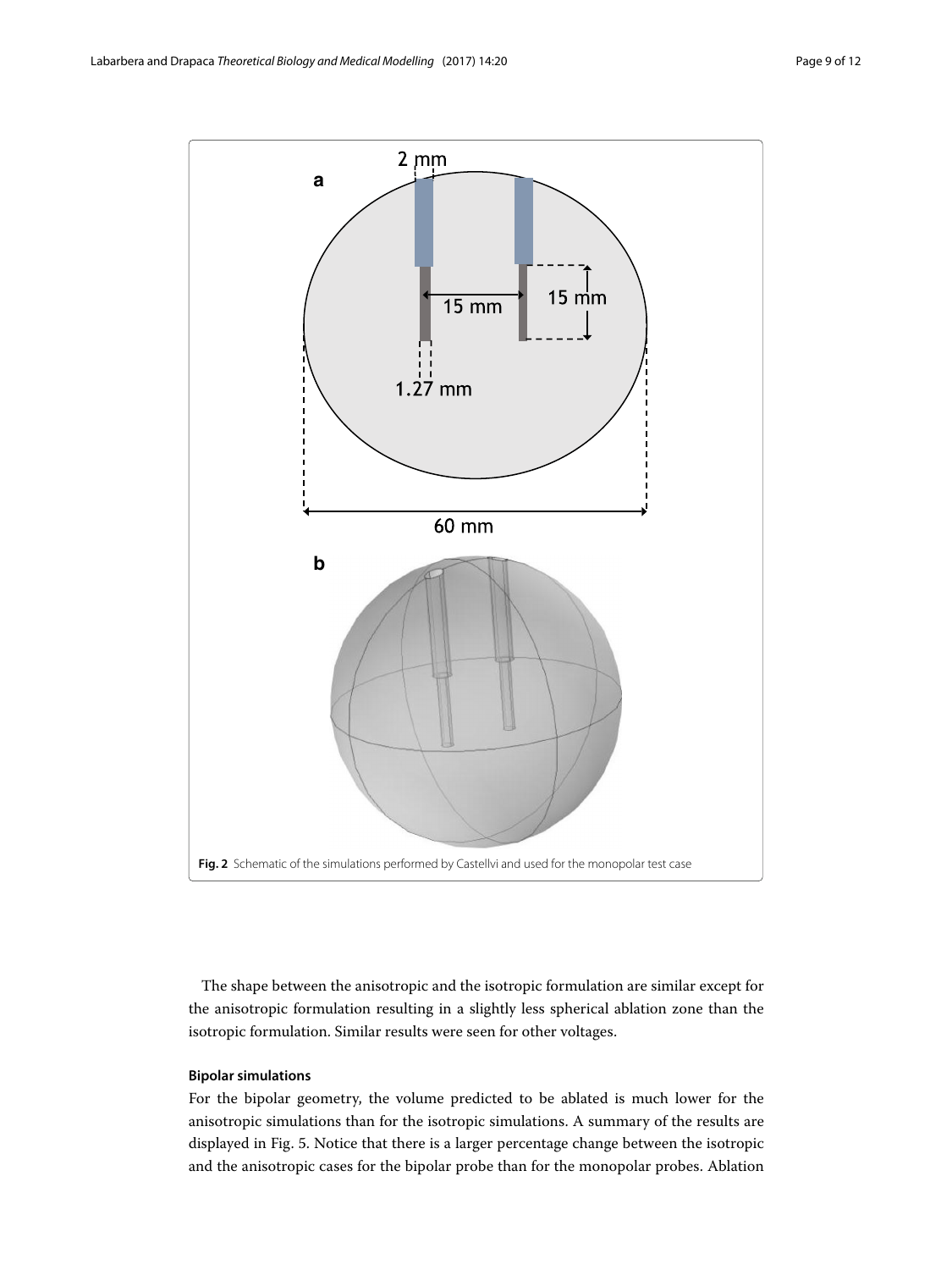Fig. 2 Schematic of the simulations performed by Castellvi and used for the monopolar test case

The shape between the anisotropic and the isotropic formulation are similar except for the anisotropic formulation resulting in a slightly less spherical ablation zone than the isotropic formulation. Similar results were seen for other voltages.

#### Bipolar simulations

For the bipolar geometry, the volume predicted to be ablated is much lower for the anisotropic simulations than for the isotropic simulations. A summary of the results are displayed in Fig. 5. Notice that there is a larger percentage change between the isotropic and the anisotropic cases for the bipolar probe than for the monopolar probes. Ablation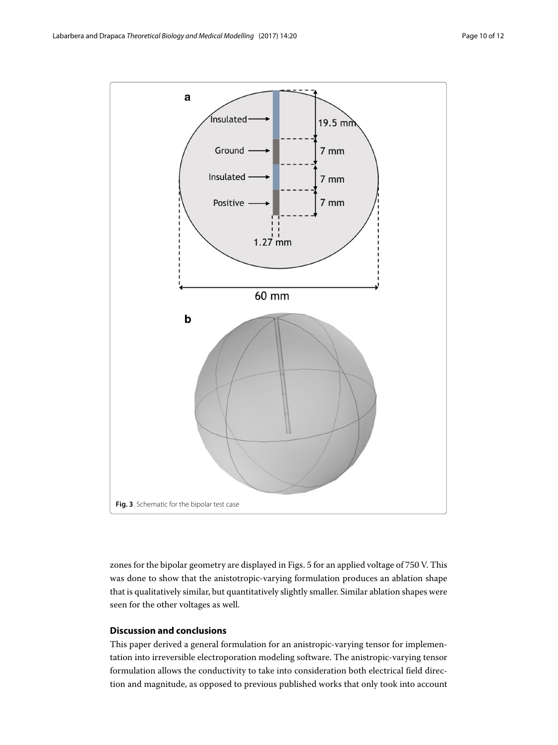**Fig. 3** Schematic for the bipolar test case

zones for the bipolar geometry are displayed in Figs. 5 for an applied voltage of 750 V. This was done to show that the anistotropic-varying formulation produces an ablation shape that is qualitatively similar, but quantitatively slightly smaller. Similar ablation shapes were seen for the other voltages as well.

## Discussion and conclusions

This paper derived a general formulation for an anistropic-varying tensor for implementation into irreversible electroporation modeling software. The anistropic-varying tensor formulation allows the conductivity to take into consideration both electrical field direction and magnitude, as opposed to previous published works that only took into account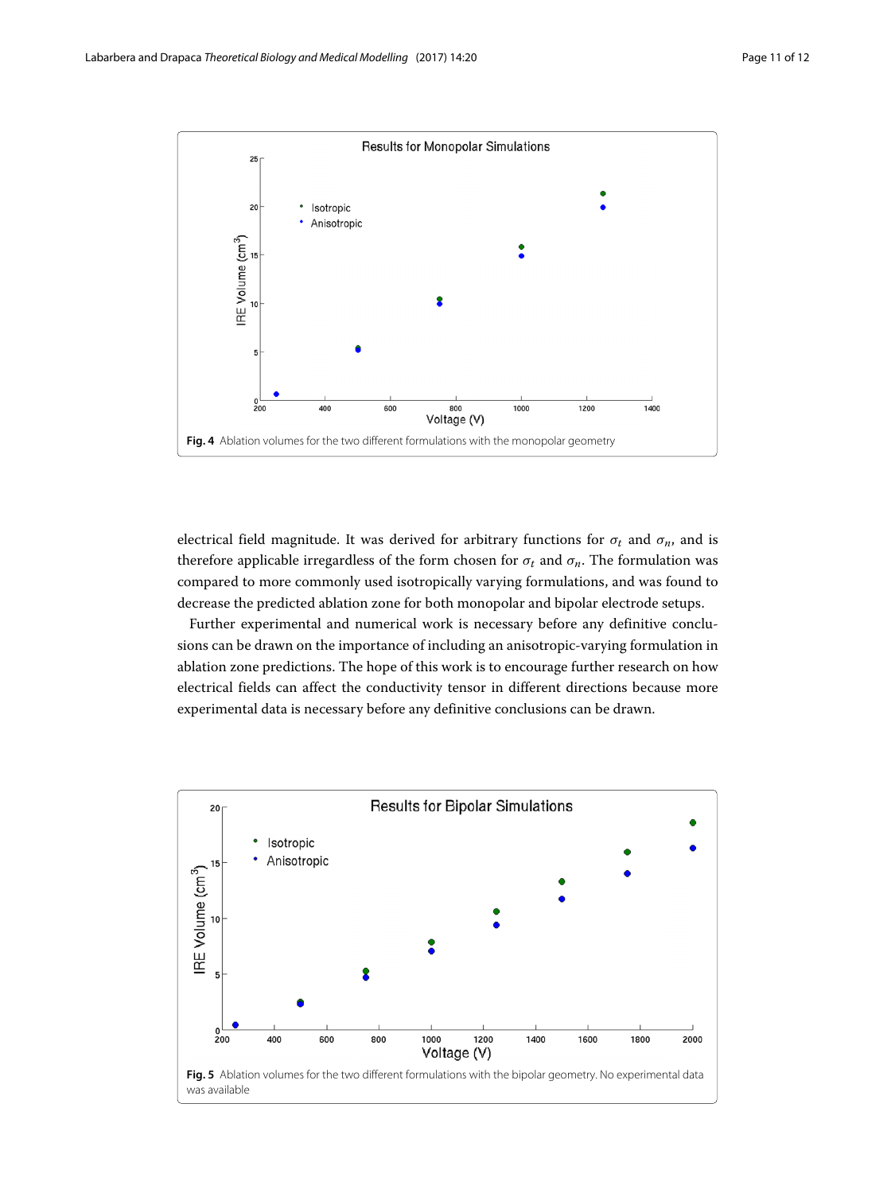Fig. 4 Ablation volumes for the two different formulations with the monopolar geometry

electrical field magnitude. It was derived for arbitrary functions for $\sigma_t$ and $\sigma_n$, and is therefore applicable irregardless of the form chosen for $\sigma_t$ and $\sigma_n$. The formulation was compared to more commonly used isotropically varying formulations, and was found to decrease the predicted ablation zone for both monopolar and bipolar electrode setups.

Further experimental and numerical work is necessary before any definitive conclusions can be drawn on the importance of including an anisotropic-varying formulation in ablation zone predictions. The hope of this work is to encourage further research on how electrical fields can affect the conductivity tensor in different directions because more experimental data is necessary before any definitive conclusions can be drawn.

Fig. 5 Ablation volumes for the two different formulations with the bipolar geometry. No experimental data was available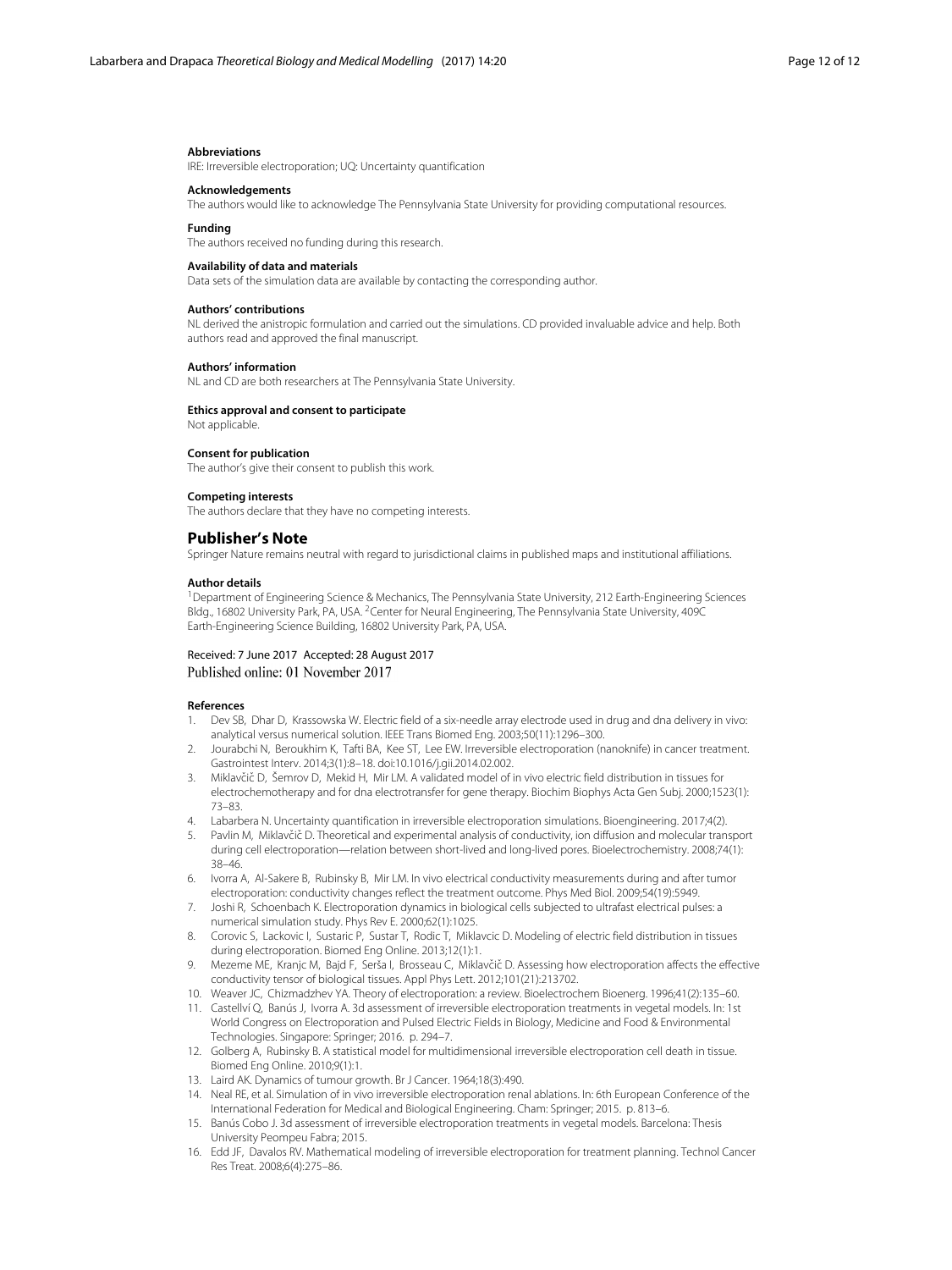#### Abbreviations

IRE: Irreversible electroporation; UQ: Uncertainty quantification

#### Acknowledgements

The authors would like to acknowledge The Pennsylvania State University for providing computational resources.

#### Funding

The authors received no funding during this research.

#### Availability of data and materials

Data sets of the simulation data are available by contacting the corresponding author.

#### Authors' contributions

NL derived the anistropic formulation and carried out the simulations. CD provided invaluable advice and help. Both authors read and approved the final manuscript.

#### Authors' information

NL and CD are both researchers at The Pennsylvania State University.

#### Ethics approval and consent to participate

Not applicable.

#### Consent for publication

The author's give their consent to publish this work.

#### Competing interests

The authors declare that they have no competing interests.

## Publisher's Note

Springer Nature remains neutral with regard to jurisdictional claims in published maps and institutional affiliations.

#### Author details

[1]Department of Engineering Science & Mechanics, The Pennsylvania State University, 212 Earth-Engineering Sciences Bldg., 16802 University Park, PA, USA. [2]Center for Neural Engineering, The Pennsylvania State University, 409C Earth-Engineering Science Building, 16802 University Park, PA, USA.

Received: 7 June 2017 Accepted: 28 August 2017
Published online: 01 November 2017

#### References

1. Dev SB, Dhar D, Krassowska W. Electric field of a six-needle array electrode used in drug and dna delivery in vivo: analytical versus numerical solution. IEEE Trans Biomed Eng. 2003;50(11):1296–300.
2. Jourabchi N, Beroukhim K, Tafti BA, Kee ST, Lee EW. Irreversible electroporation (nanoknife) in cancer treatment. Gastrointest Interv. 2014;3(1):8–18. doi:10.1016/j.gii.2014.02.002.
3. Miklavčič D, Šemrov D, Mekid H, Mir LM. A validated model of in vivo electric field distribution in tissues for electrochemotherapy and for dna electrotransfer for gene therapy. Biochim Biophys Acta Gen Subj. 2000;1523(1): 73–83.
4. Labarbera N. Uncertainty quantification in irreversible electroporation simulations. Bioengineering. 2017;4(2).
5. Pavlin M, Miklavčič D. Theoretical and experimental analysis of conductivity, ion diffusion and molecular transport during cell electroporation—relation between short-lived and long-lived pores. Bioelectrochemistry. 2008;74(1): 38–46.
6. Ivorra A, Al-Sakere B, Rubinsky B, Mir LM. In vivo electrical conductivity measurements during and after tumor electroporation: conductivity changes reflect the treatment outcome. Phys Med Biol. 2009;54(19):5949.
7. Joshi R, Schoenbach K. Electroporation dynamics in biological cells subjected to ultrafast electrical pulses: a numerical simulation study. Phys Rev E. 2000;62(1):1025.
8. Corovic S, Lackovic I, Sustaric P, Sustar T, Rodic T, Miklavcic D. Modeling of electric field distribution in tissues during electroporation. Biomed Eng Online. 2013;12(1):1.
9. Mezeme ME, Kranjc M, Bajd F, Serša I, Brosseau C, Miklavčič D. Assessing how electroporation affects the effective conductivity tensor of biological tissues. Appl Phys Lett. 2012;101(21):213702.
10. Weaver JC, Chizmadzhev YA. Theory of electroporation: a review. Bioelectrochem Bioenerg. 1996;41(2):135–60.
11. Castellví Q, Banús J, Ivorra A. 3d assessment of irreversible electroporation treatments in vegetal models. In: 1st World Congress on Electroporation and Pulsed Electric Fields in Biology, Medicine and Food & Environmental Technologies. Singapore: Springer; 2016. p. 294–7.
12. Golberg A, Rubinsky B. A statistical model for multidimensional irreversible electroporation cell death in tissue. Biomed Eng Online. 2010;9(1):1.
13. Laird AK. Dynamics of tumour growth. Br J Cancer. 1964;18(3):490.
14. Neal RE, et al. Simulation of in vivo irreversible electroporation renal ablations. In: 6th European Conference of the International Federation for Medical and Biological Engineering. Cham: Springer; 2015. p. 813–6.
15. Banús Cobo J. 3d assessment of irreversible electroporation treatments in vegetal models. Barcelona: Thesis University Peompeu Fabra; 2015.
16. Edd JF, Davalos RV. Mathematical modeling of irreversible electroporation for treatment planning. Technol Cancer Res Treat. 2008;6(4):275–86.